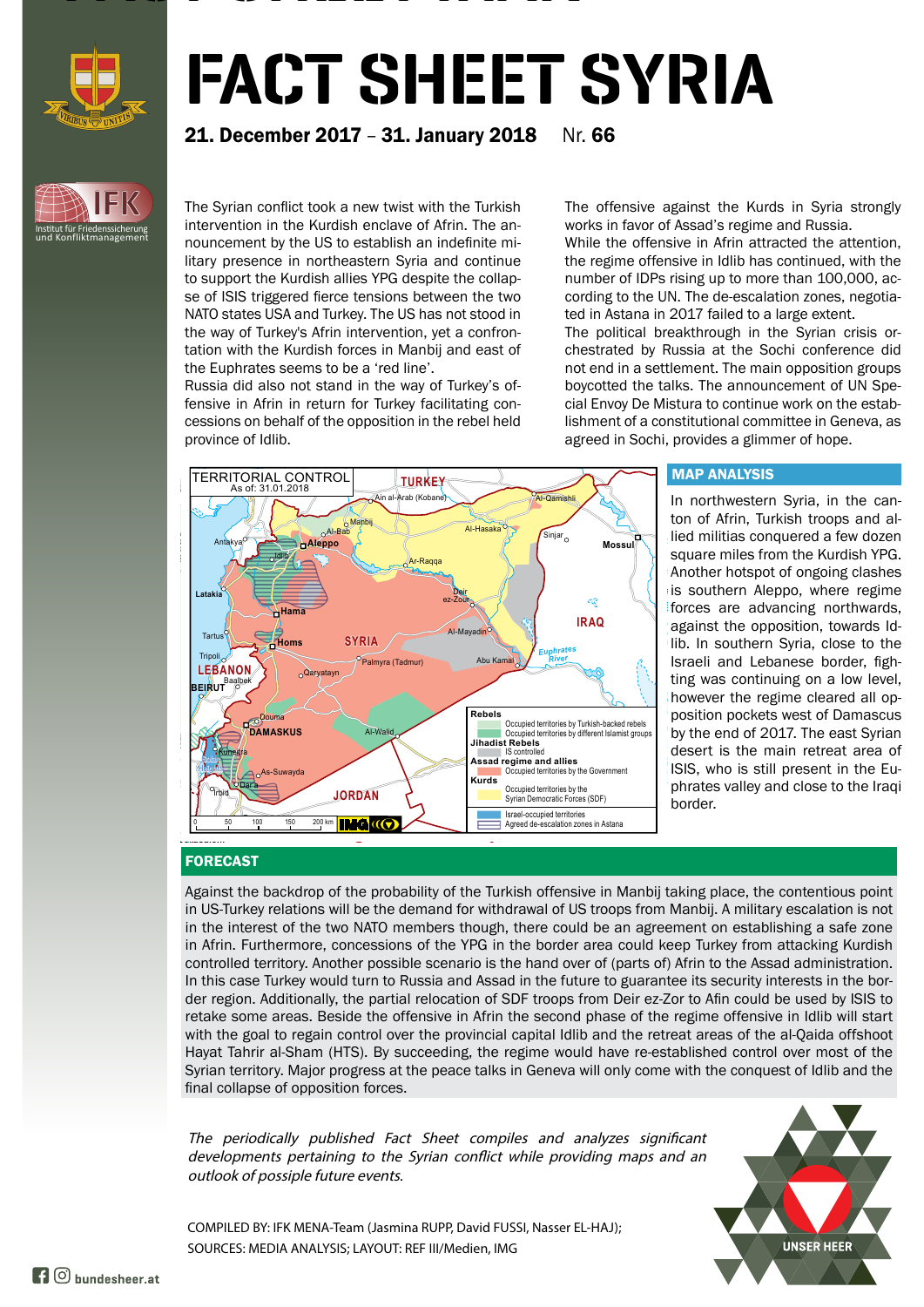# FACT SHEET SYRIA

**21. December 2017 – 31. January 2018** Nr. **66**

The Syrian conflict took a new twist with the Turkish intervention in the Kurdish enclave of Afrin. The announcement by the US to establish an indefinite military presence in northeastern Syria and continue to support the Kurdish allies YPG despite the collapse of ISIS triggered fierce tensions between the two NATO states USA and Turkey. The US has not stood in the way of Turkey's Afrin intervention, yet a confrontation with the Kurdish forces in Manbij and east of the Euphrates seems to be a 'red line'.
Russia did also not stand in the way of Turkey's offensive in Afrin in return for Turkey facilitating concessions on behalf of the opposition in the rebel held province of Idlib.

The offensive against the Kurds in Syria strongly works in favor of Assad's regime and Russia.
While the offensive in Afrin attracted the attention, the regime offensive in Idlib has continued, with the number of IDPs rising up to more than 100,000, according to the UN. The de-escalation zones, negotiated in Astana in 2017 failed to a large extent.
The political breakthrough in the Syrian crisis orchestrated by Russia at the Sochi conference did not end in a settlement. The main opposition groups boycotted the talks. The announcement of UN Special Envoy De Mistura to continue work on the establishment of a constitutional committee in Geneva, as agreed in Sochi, provides a glimmer of hope.

TERRITORIAL CONTROL
As of: 31.01.2018

Rebels
- Occupied territories by Turkish-backed rebels
- Occupied territories by different Islamist groups

Jihadist Rebels
- IS controlled

Assad regime and allies
- Occupied territories by the Government

Kurds
- Occupied territories by the Syrian Democratic Forces (SDF)

- Israel-occupied territories
- Agreed de-escalation zones in Astana

## MAP ANALYSIS

In northwestern Syria, in the canton of Afrin, Turkish troops and allied militias conquered a few dozen square miles from the Kurdish YPG. Another hotspot of ongoing clashes is southern Aleppo, where regime forces are advancing northwards, against the opposition, towards Idlib. In southern Syria, close to the Israeli and Lebanese border, fighting was continuing on a low level, however the regime cleared all opposition pockets west of Damascus by the end of 2017. The east Syrian desert is the main retreat area of ISIS, who is still present in the Euphrates valley and close to the Iraqi border.

## FORECAST

Against the backdrop of the probability of the Turkish offensive in Manbij taking place, the contentious point in US-Turkey relations will be the demand for withdrawal of US troops from Manbij. A military escalation is not in the interest of the two NATO members though, there could be an agreement on establishing a safe zone in Afrin. Furthermore, concessions of the YPG in the border area could keep Turkey from attacking Kurdish controlled territory. Another possible scenario is the hand over of (parts of) Afrin to the Assad administration. In this case Turkey would turn to Russia and Assad in the future to guarantee its security interests in the border region. Additionally, the partial relocation of SDF troops from Deir ez-Zor to Afin could be used by ISIS to retake some areas. Beside the offensive in Afrin the second phase of the regime offensive in Idlib will start with the goal to regain control over the provincial capital Idlib and the retreat areas of the al-Qaida offshoot Hayat Tahrir al-Sham (HTS). By succeeding, the regime would have re-established control over most of the Syrian territory. Major progress at the peace talks in Geneva will only come with the conquest of Idlib and the final collapse of opposition forces.

*The periodically published Fact Sheet compiles and analyzes significant developments pertaining to the Syrian conflict while providing maps and an outlook of possible future events.*

COMPILED BY: IFK MENA-Team (Jasmina RUPP, David FUSSI, Nasser EL-HAJ);
SOURCES: MEDIA ANALYSIS; LAYOUT: REF III/Medien, IMG

bundesheer.at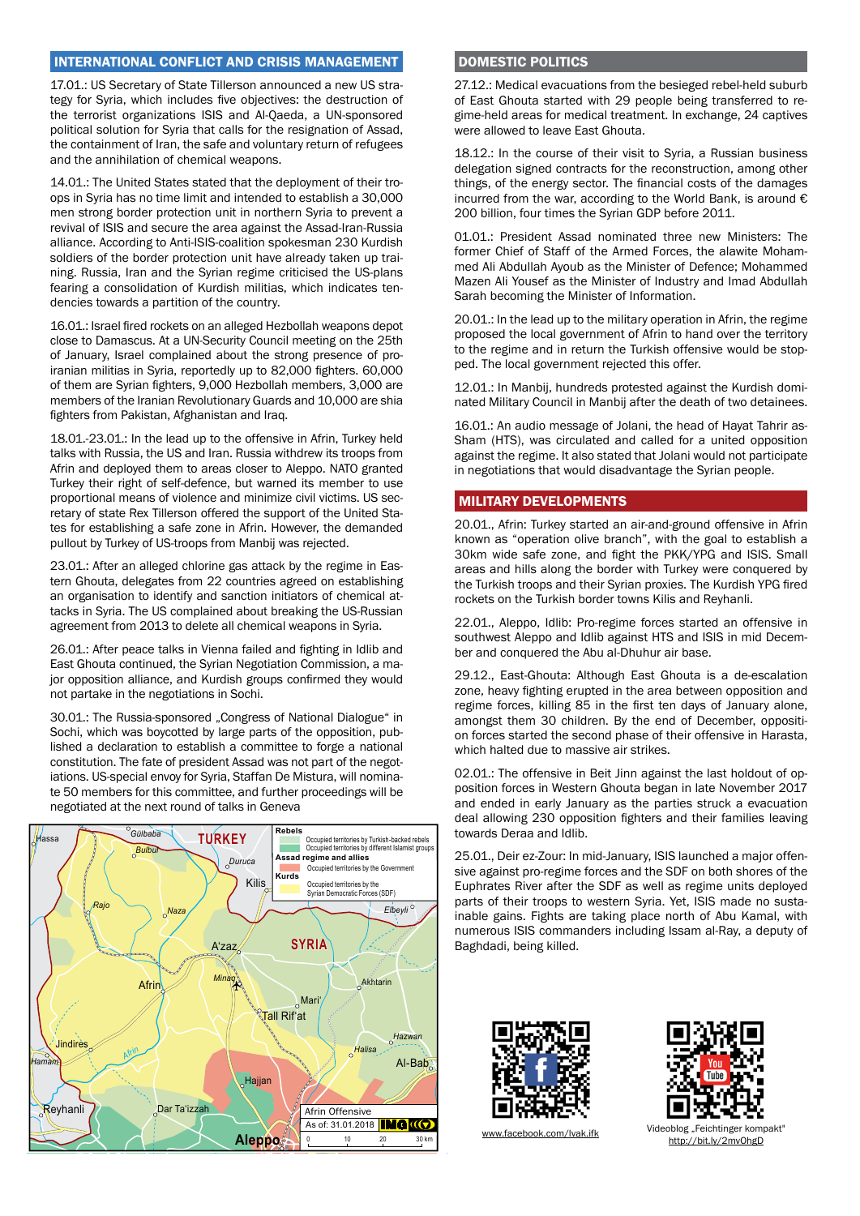## INTERNATIONAL CONFLICT AND CRISIS MANAGEMENT

17.01.: US Secretary of State Tillerson announced a new US strategy for Syria, which includes five objectives: the destruction of the terrorist organizations ISIS and Al-Qaeda, a UN-sponsored political solution for Syria that calls for the resignation of Assad, the containment of Iran, the safe and voluntary return of refugees and the annihilation of chemical weapons.

14.01.: The United States stated that the deployment of their troops in Syria has no time limit and intended to establish a 30,000 men strong border protection unit in northern Syria to prevent a revival of ISIS and secure the area against the Assad-Iran-Russia alliance. According to Anti-ISIS-coalition spokesman 230 Kurdish soldiers of the border protection unit have already taken up training. Russia, Iran and the Syrian regime criticised the US-plans fearing a consolidation of Kurdish militias, which indicates tendencies towards a partition of the country.

16.01.: Israel fired rockets on an alleged Hezbollah weapons depot close to Damascus. At a UN-Security Council meeting on the 25th of January, Israel complained about the strong presence of pro-iranian militias in Syria, reportedly up to 82,000 fighters. 60,000 of them are Syrian fighters, 9,000 Hezbollah members, 3,000 are members of the Iranian Revolutionary Guards and 10,000 are shia fighters from Pakistan, Afghanistan and Iraq.

18.01.-23.01.: In the lead up to the offensive in Afrin, Turkey held talks with Russia, the US and Iran. Russia withdrew its troops from Afrin and deployed them to areas closer to Aleppo. NATO granted Turkey their right of self-defence, but warned its member to use proportional means of violence and minimize civil victims. US secretary of state Rex Tillerson offered the support of the United States for establishing a safe zone in Afrin. However, the demanded pullout by Turkey of US-troops from Manbij was rejected.

23.01.: After an alleged chlorine gas attack by the regime in Eastern Ghouta, delegates from 22 countries agreed on establishing an organisation to identify and sanction initiators of chemical attacks in Syria. The US complained about breaking the US-Russian agreement from 2013 to delete all chemical weapons in Syria.

26.01.: After peace talks in Vienna failed and fighting in Idlib and East Ghouta continued, the Syrian Negotiation Commission, a major opposition alliance, and Kurdish groups confirmed they would not partake in the negotiations in Sochi.

30.01.: The Russia-sponsored „Congress of National Dialogue" in Sochi, which was boycotted by large parts of the opposition, published a declaration to establish a committee to forge a national constitution. The fate of president Assad was not part of the negotiations. US-special envoy for Syria, Staffan De Mistura, will nominate 50 members for this committee, and further proceedings will be negotiated at the next round of talks in Geneva

Rebels
Occupied territories by Turkish-backed rebels
Occupied territories by different Islamist groups
Assad regime and allies
Occupied territories by the Government
Kurds
Occupied territories by the Syrian Democratic Forces (SDF)

Hassa, Gülbaba, Bulbul, TURKEY, Duruca, Kilis, Rajo, Naza, Elbeyli, A'zaz, SYRIA, Afrin, Minag, Akhtarin, Mari', Tall Rif'at, Jindires, Hamam, Afrin, Hazwan, Halisa, Al-Bab, Hajjan, Reyhanli, Dar Ta'izzah, Aleppo

Afrin Offensive
As of: 31.01.2018
0 10 20 30 km

## DOMESTIC POLITICS

27.12.: Medical evacuations from the besieged rebel-held suburb of East Ghouta started with 29 people being transferred to regime-held areas for medical treatment. In exchange, 24 captives were allowed to leave East Ghouta.

18.12.: In the course of their visit to Syria, a Russian business delegation signed contracts for the reconstruction, among other things, of the energy sector. The financial costs of the damages incurred from the war, according to the World Bank, is around € 200 billion, four times the Syrian GDP before 2011.

01.01.: President Assad nominated three new Ministers: The former Chief of Staff of the Armed Forces, the alawite Mohammed Ali Abdullah Ayoub as the Minister of Defence; Mohammed Mazen Ali Yousef as the Minister of Industry and Imad Abdullah Sarah becoming the Minister of Information.

20.01.: In the lead up to the military operation in Afrin, the regime proposed the local government of Afrin to hand over the territory to the regime and in return the Turkish offensive would be stopped. The local government rejected this offer.

12.01.: In Manbij, hundreds protested against the Kurdish dominated Military Council in Manbij after the death of two detainees.

16.01.: An audio message of Jolani, the head of Hayat Tahrir as-Sham (HTS), was circulated and called for a united opposition against the regime. It also stated that Jolani would not participate in negotiations that would disadvantage the Syrian people.

## MILITARY DEVELOPMENTS

20.01., Afrin: Turkey started an air-and-ground offensive in Afrin known as "operation olive branch", with the goal to establish a 30km wide safe zone, and fight the PKK/YPG and ISIS. Small areas and hills along the border with Turkey were conquered by the Turkish troops and their Syrian proxies. The Kurdish YPG fired rockets on the Turkish border towns Kilis and Reyhanli.

22.01., Aleppo, Idlib: Pro-regime forces started an offensive in southwest Aleppo and Idlib against HTS and ISIS in mid December and conquered the Abu al-Dhuhur air base.

29.12., East-Ghouta: Although East Ghouta is a de-escalation zone, heavy fighting erupted in the area between opposition and regime forces, killing 85 in the first ten days of January alone, amongst them 30 children. By the end of December, opposition forces started the second phase of their offensive in Harasta, which halted due to massive air strikes.

02.01.: The offensive in Beit Jinn against the last holdout of opposition forces in Western Ghouta began in late November 2017 and ended in early January as the parties struck a evacuation deal allowing 230 opposition fighters and their families leaving towards Deraa and Idlib.

25.01., Deir ez-Zour: In mid-January, ISIS launched a major offensive against pro-regime forces and the SDF on both shores of the Euphrates River after the SDF as well as regime units deployed parts of their troops to western Syria. Yet, ISIS made no sustainable gains. Fights are taking place north of Abu Kamal, with numerous ISIS commanders including Issam al-Ray, a deputy of Baghdadi, being killed.

www.facebook.com/lvak.ifk

Videoblog „Feichtinger kompakt"
http://bit.ly/2mvOhgD